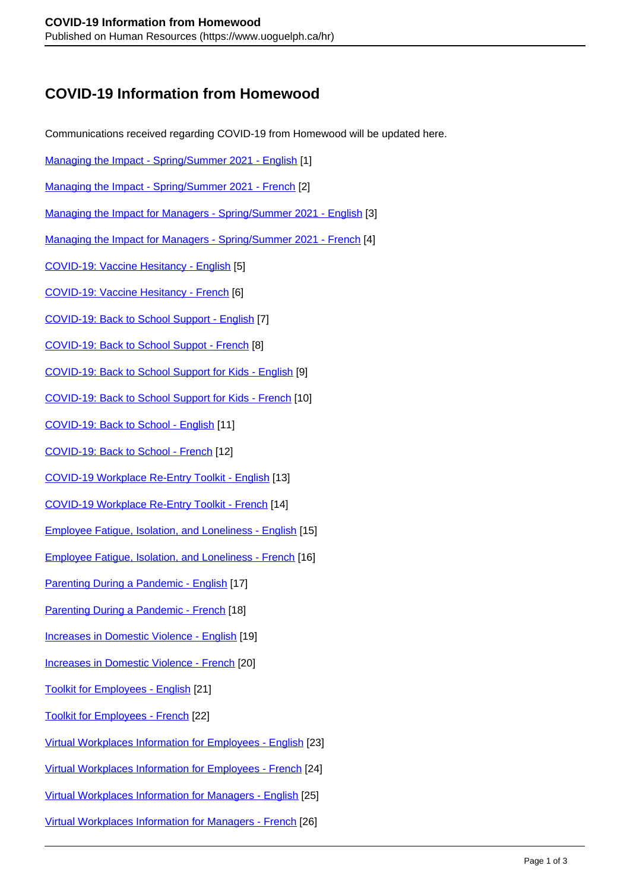# COVID-19 Information from Homewood

Communications received regarding COVID-19 from Homewood will be updated here.

Managing the Impact - Spring/Summer 2021 - English [1]

Managing the Impact - Spring/Summer 2021 - French [2]

Managing the Impact for Managers - Spring/Summer 2021 - English [3]

Managing the Impact for Managers - Spring/Summer 2021 - French [4]

COVID-19: Vaccine Hesitancy - English [5]

COVID-19: Vaccine Hesitancy - French [6]

COVID-19: Back to School Support - English [7]

COVID-19: Back to School Suppot - French [8]

COVID-19: Back to School Support for Kids - English [9]

COVID-19: Back to School Support for Kids - French [10]

COVID-19: Back to School - English [11]

COVID-19: Back to School - French [12]

COVID-19 Workplace Re-Entry Toolkit - English [13]

COVID-19 Workplace Re-Entry Toolkit - French [14]

Employee Fatigue, Isolation, and Loneliness - English [15]

Employee Fatigue, Isolation, and Loneliness - French [16]

Parenting During a Pandemic - English [17]

Parenting During a Pandemic - French [18]

Increases in Domestic Violence - English [19]

Increases in Domestic Violence - French [20]

Toolkit for Employees - English [21]

Toolkit for Employees - French [22]

Virtual Workplaces Information for Employees - English [23]

Virtual Workplaces Information for Employees - French [24]

Virtual Workplaces Information for Managers - English [25]

Virtual Workplaces Information for Managers - French [26]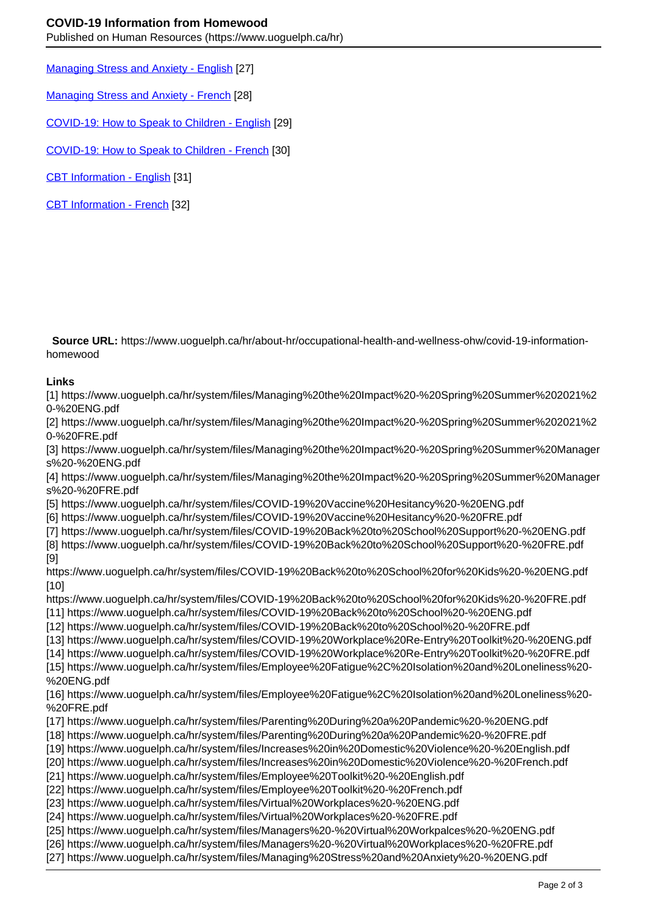[Managing Stress and Anxiety - English](https://www.uoguelph.ca/hr/system/files/Managing%20Stress%20and%20Anxiety%20-%20ENG.pdf) [27]

Managing Stress and Anxiety - French [28]

COVID-19: How to Speak to Children - English [29]

COVID-19: How to Speak to Children - French [30]

CBT Information - English [31]

CBT Information - French [32]

**Source URL:** https://www.uoguelph.ca/hr/about-hr/occupational-health-and-wellness-ohw/covid-19-information-homewood

**Links**

[1] https://www.uoguelph.ca/hr/system/files/Managing%20the%20Impact%20-%20Spring%20Summer%202021%20-%20ENG.pdf
[2] https://www.uoguelph.ca/hr/system/files/Managing%20the%20Impact%20-%20Spring%20Summer%202021%20-%20FRE.pdf
[3] https://www.uoguelph.ca/hr/system/files/Managing%20the%20Impact%20-%20Spring%20Summer%20Managers%20-%20ENG.pdf
[4] https://www.uoguelph.ca/hr/system/files/Managing%20the%20Impact%20-%20Spring%20Summer%20Managers%20-%20FRE.pdf
[5] https://www.uoguelph.ca/hr/system/files/COVID-19%20Vaccine%20Hesitancy%20-%20ENG.pdf
[6] https://www.uoguelph.ca/hr/system/files/COVID-19%20Vaccine%20Hesitancy%20-%20FRE.pdf
[7] https://www.uoguelph.ca/hr/system/files/COVID-19%20Back%20to%20School%20Support%20-%20ENG.pdf
[8] https://www.uoguelph.ca/hr/system/files/COVID-19%20Back%20to%20School%20Support%20-%20FRE.pdf
[9] https://www.uoguelph.ca/hr/system/files/COVID-19%20Back%20to%20School%20for%20Kids%20-%20ENG.pdf
[10] https://www.uoguelph.ca/hr/system/files/COVID-19%20Back%20to%20School%20for%20Kids%20-%20FRE.pdf
[11] https://www.uoguelph.ca/hr/system/files/COVID-19%20Back%20to%20School%20-%20ENG.pdf
[12] https://www.uoguelph.ca/hr/system/files/COVID-19%20Back%20to%20School%20-%20FRE.pdf
[13] https://www.uoguelph.ca/hr/system/files/COVID-19%20Workplace%20Re-Entry%20Toolkit%20-%20ENG.pdf
[14] https://www.uoguelph.ca/hr/system/files/COVID-19%20Workplace%20Re-Entry%20Toolkit%20-%20FRE.pdf
[15] https://www.uoguelph.ca/hr/system/files/Employee%20Fatigue%2C%20Isolation%20and%20Loneliness%20-%20ENG.pdf
[16] https://www.uoguelph.ca/hr/system/files/Employee%20Fatigue%2C%20Isolation%20and%20Loneliness%20-%20FRE.pdf
[17] https://www.uoguelph.ca/hr/system/files/Parenting%20During%20a%20Pandemic%20-%20ENG.pdf
[18] https://www.uoguelph.ca/hr/system/files/Parenting%20During%20a%20Pandemic%20-%20FRE.pdf
[19] https://www.uoguelph.ca/hr/system/files/Increases%20in%20Domestic%20Violence%20-%20English.pdf
[20] https://www.uoguelph.ca/hr/system/files/Increases%20in%20Domestic%20Violence%20-%20French.pdf
[21] https://www.uoguelph.ca/hr/system/files/Employee%20Toolkit%20-%20English.pdf
[22] https://www.uoguelph.ca/hr/system/files/Employee%20Toolkit%20-%20French.pdf
[23] https://www.uoguelph.ca/hr/system/files/Virtual%20Workplaces%20-%20ENG.pdf
[24] https://www.uoguelph.ca/hr/system/files/Virtual%20Workplaces%20-%20FRE.pdf
[25] https://www.uoguelph.ca/hr/system/files/Managers%20-%20Virtual%20Workpalces%20-%20ENG.pdf
[26] https://www.uoguelph.ca/hr/system/files/Managers%20-%20Virtual%20Workplaces%20-%20FRE.pdf
[27] https://www.uoguelph.ca/hr/system/files/Managing%20Stress%20and%20Anxiety%20-%20ENG.pdf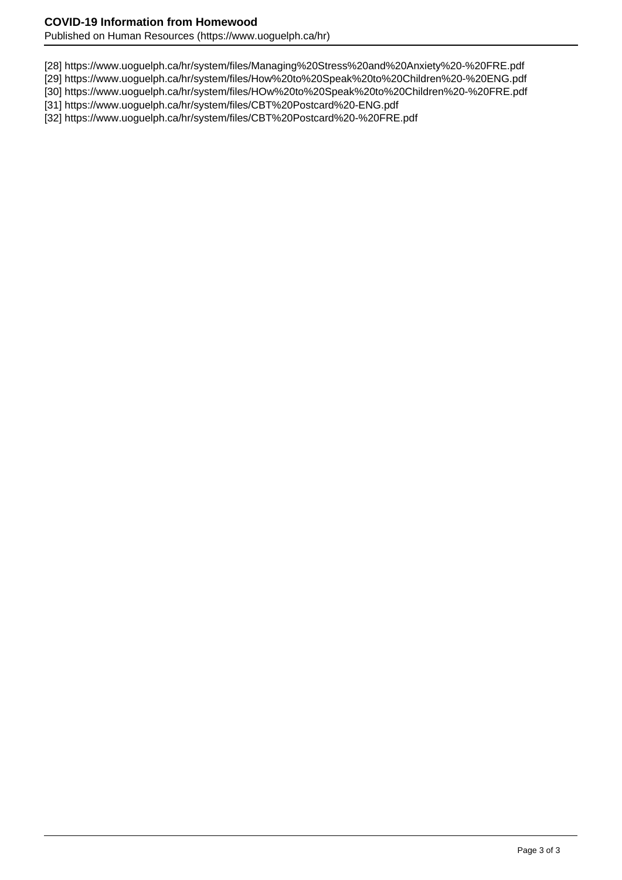[28] https://www.uoguelph.ca/hr/system/files/Managing%20Stress%20and%20Anxiety%20-%20FRE.pdf
[29] https://www.uoguelph.ca/hr/system/files/How%20to%20Speak%20to%20Children%20-%20ENG.pdf
[30] https://www.uoguelph.ca/hr/system/files/HOw%20to%20Speak%20to%20Children%20-%20FRE.pdf
[31] https://www.uoguelph.ca/hr/system/files/CBT%20Postcard%20-ENG.pdf
[32] https://www.uoguelph.ca/hr/system/files/CBT%20Postcard%20-%20FRE.pdf